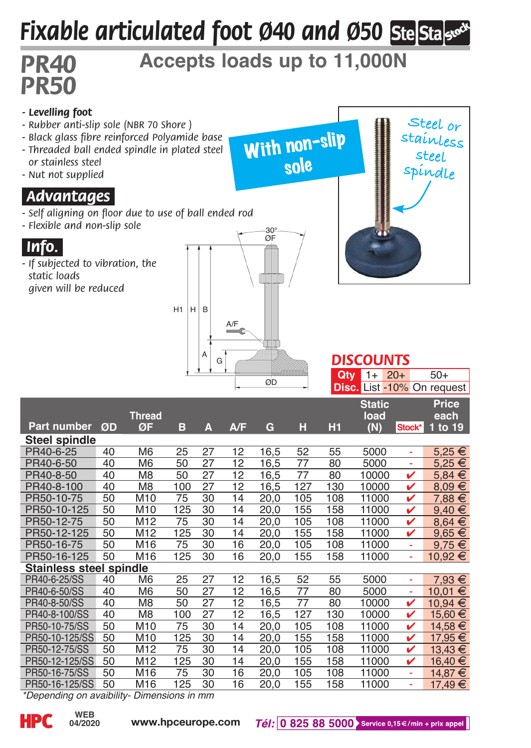# Fixable articulated foot Ø40 and Ø50

## PR40
## PR50

### Accepts loads up to 11,000N

- *Levelling foot*
- *Rubber anti-slip sole (NBR 70 Shore )*
- *Black glass fibre reinforced Polyamide base*
- *Threaded ball ended spindle in plated steel or stainless steel*
- *Nut not supplied*

With non-slip sole

Steel or stainless steel spindle

## Advantages

- *Self aligning on floor due to use of ball ended rod*
- *Flexible and non-slip sole*

## Info.

- *If subjected to vibration, the static loads given will be reduced*

30° ØF H1 H B A/F A G ØD

### DISCOUNTS

| Qty | 1+ | 20+ | 50+ |
|---|---|---|---|
| Disc. | List | -10% | On request |

| Part number | ØD | Thread ØF | B | A | A/F | G | H | H1 | Static load (N) | Stock* | Price each 1 to 19 |
|---|---|---|---|---|---|---|---|---|---|---|---|
| **Steel spindle** | | | | | | | | | | | |
| PR40-6-25 | 40 | M6 | 25 | 27 | 12 | 16,5 | 52 | 55 | 5000 | - | 5,25 € |
| PR40-6-50 | 40 | M6 | 50 | 27 | 12 | 16,5 | 77 | 80 | 5000 | - | 5,25 € |
| PR40-8-50 | 40 | M8 | 50 | 27 | 12 | 16,5 | 77 | 80 | 10000 | ✔ | 5,84 € |
| PR40-8-100 | 40 | M8 | 100 | 27 | 12 | 16,5 | 127 | 130 | 10000 | ✔ | 8,09 € |
| PR50-10-75 | 50 | M10 | 75 | 30 | 14 | 20,0 | 105 | 108 | 11000 | ✔ | 7,88 € |
| PR50-10-125 | 50 | M10 | 125 | 30 | 14 | 20,0 | 155 | 158 | 11000 | ✔ | 9,40 € |
| PR50-12-75 | 50 | M12 | 75 | 30 | 14 | 20,0 | 105 | 108 | 11000 | ✔ | 8,64 € |
| PR50-12-125 | 50 | M12 | 125 | 30 | 14 | 20,0 | 155 | 158 | 11000 | ✔ | 9,65 € |
| PR50-16-75 | 50 | M16 | 75 | 30 | 16 | 20,0 | 105 | 108 | 11000 | - | 9,75 € |
| PR50-16-125 | 50 | M16 | 125 | 30 | 16 | 20,0 | 155 | 158 | 11000 | - | 10,92 € |
| **Stainless steel spindle** | | | | | | | | | | | |
| PR40-6-25/SS | 40 | M6 | 25 | 27 | 12 | 16,5 | 52 | 55 | 5000 | - | 7,93 € |
| PR40-6-50/SS | 40 | M6 | 50 | 27 | 12 | 16,5 | 77 | 80 | 5000 | - | 10,01 € |
| PR40-8-50/SS | 40 | M8 | 50 | 27 | 12 | 16,5 | 77 | 80 | 10000 | ✔ | 10,94 € |
| PR40-8-100/SS | 40 | M8 | 100 | 27 | 12 | 16,5 | 127 | 130 | 10000 | ✔ | 15,60 € |
| PR50-10-75/SS | 50 | M10 | 75 | 30 | 14 | 20,0 | 105 | 108 | 11000 | ✔ | 14,58 € |
| PR50-10-125/SS | 50 | M10 | 125 | 30 | 14 | 20,0 | 155 | 158 | 11000 | ✔ | 17,95 € |
| PR50-12-75/SS | 50 | M12 | 75 | 30 | 14 | 20,0 | 105 | 108 | 11000 | ✔ | 13,43 € |
| PR50-12-125/SS | 50 | M12 | 125 | 30 | 14 | 20,0 | 155 | 158 | 11000 | ✔ | 16,40 € |
| PR50-16-75/SS | 50 | M16 | 75 | 30 | 16 | 20,0 | 105 | 108 | 11000 | - | 14,87 € |
| PR50-16-125/SS | 50 | M16 | 125 | 30 | 16 | 20,0 | 155 | 158 | 11000 | - | 17,49 € |

*\*Depending on avaibility- Dimensions in mm*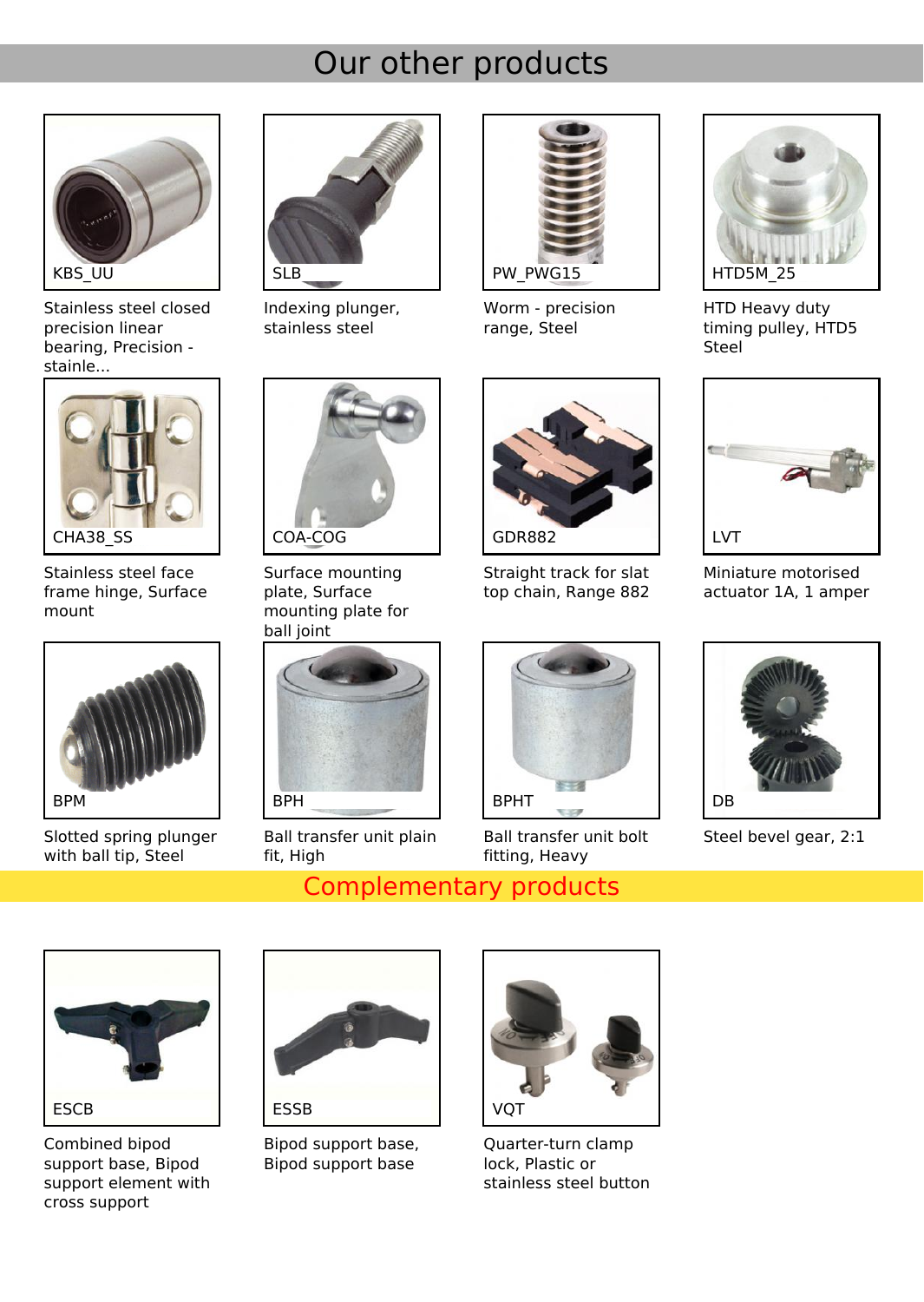# Our other products

KBS_UU

Stainless steel closed precision linear bearing, Precision - stainle...

SLB

Indexing plunger, stainless steel

PW_PWG15

Worm - precision range, Steel

HTD5M_25

HTD Heavy duty timing pulley, HTD5 Steel

CHA38_SS

Stainless steel face frame hinge, Surface mount

COA-COG

Surface mounting plate, Surface mounting plate for ball joint

GDR882

Straight track for slat top chain, Range 882

LVT

Miniature motorised actuator 1A, 1 amper

BPM

Slotted spring plunger with ball tip, Steel

BPH

Ball transfer unit plain fit, High

BPHT

Ball transfer unit bolt fitting, Heavy

DB

Steel bevel gear, 2:1

# Complementary products

ESCB

Combined bipod support base, Bipod support element with cross support

ESSB

Bipod support base, Bipod support base

VQT

Quarter-turn clamp lock, Plastic or stainless steel button